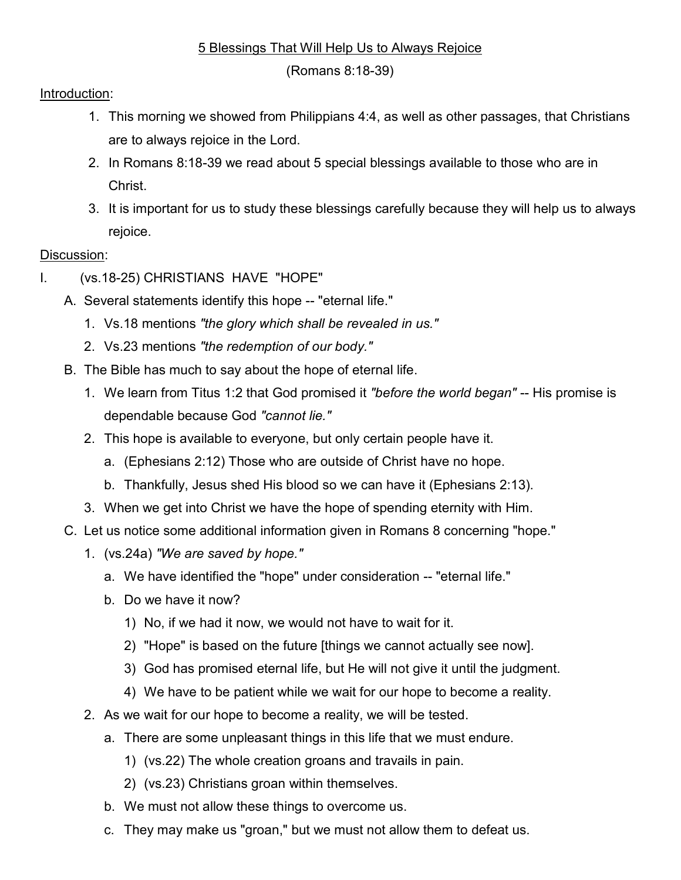# 5 Blessings That Will Help Us to Always Rejoice

(Romans 8:18-39)

Introduction:

1. This morning we showed from Philippians 4:4, as well as other passages, that Christians are to always rejoice in the Lord.
2. In Romans 8:18-39 we read about 5 special blessings available to those who are in Christ.
3. It is important for us to study these blessings carefully because they will help us to always rejoice.

Discussion:

I. (vs.18-25) CHRISTIANS HAVE "HOPE"

- A. Several statements identify this hope -- "eternal life."
  1. Vs.18 mentions *"the glory which shall be revealed in us."*
  2. Vs.23 mentions *"the redemption of our body."*
- B. The Bible has much to say about the hope of eternal life.
  1. We learn from Titus 1:2 that God promised it *"before the world began"* -- His promise is dependable because God *"cannot lie."*
  2. This hope is available to everyone, but only certain people have it.
     - a. (Ephesians 2:12) Those who are outside of Christ have no hope.
     - b. Thankfully, Jesus shed His blood so we can have it (Ephesians 2:13).
  3. When we get into Christ we have the hope of spending eternity with Him.
- C. Let us notice some additional information given in Romans 8 concerning "hope."
  1. (vs.24a) *"We are saved by hope."*
     - a. We have identified the "hope" under consideration -- "eternal life."
     - b. Do we have it now?
       - 1) No, if we had it now, we would not have to wait for it.
       - 2) "Hope" is based on the future [things we cannot actually see now].
       - 3) God has promised eternal life, but He will not give it until the judgment.
       - 4) We have to be patient while we wait for our hope to become a reality.
  2. As we wait for our hope to become a reality, we will be tested.
     - a. There are some unpleasant things in this life that we must endure.
       - 1) (vs.22) The whole creation groans and travails in pain.
       - 2) (vs.23) Christians groan within themselves.
     - b. We must not allow these things to overcome us.
     - c. They may make us "groan," but we must not allow them to defeat us.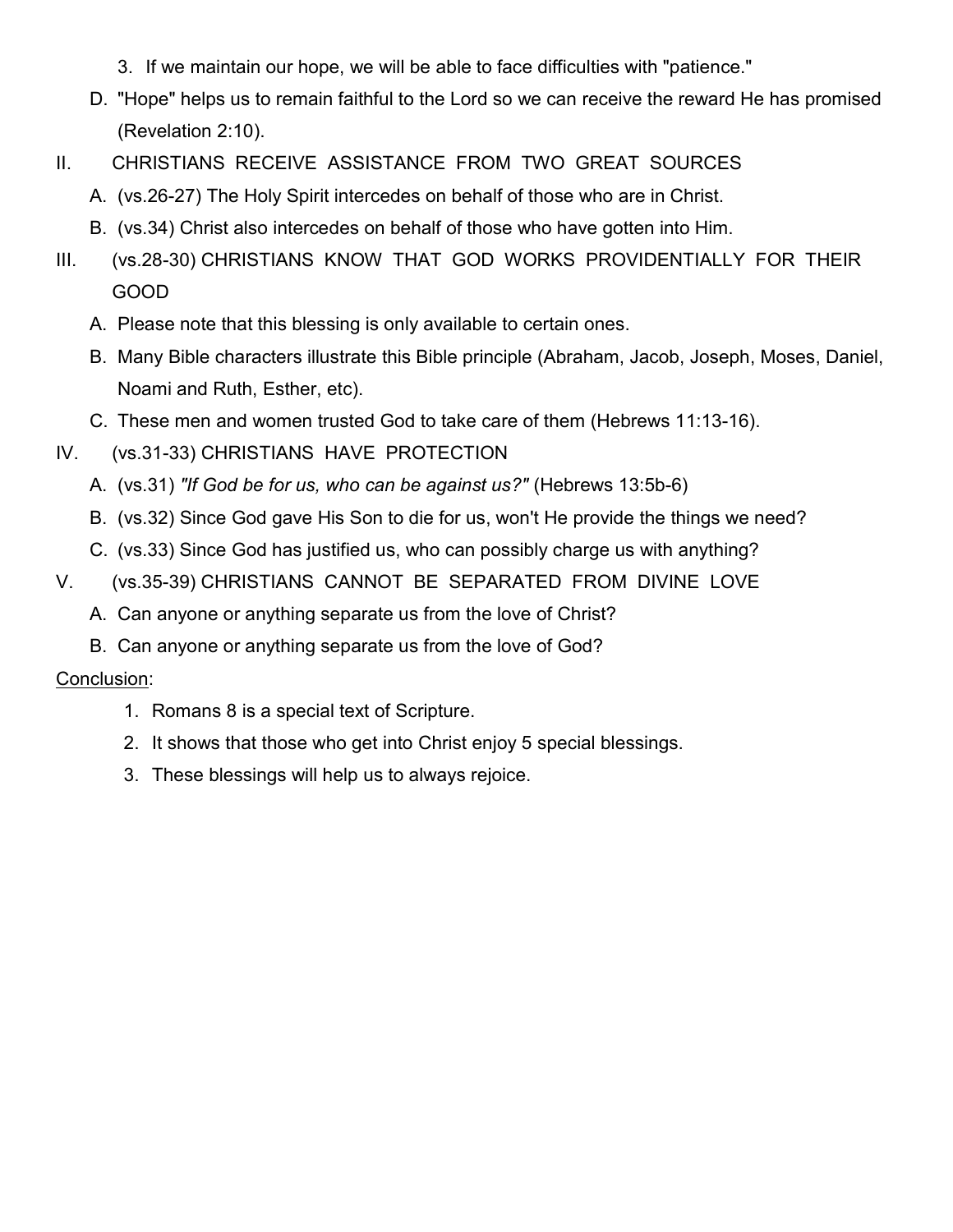3. If we maintain our hope, we will be able to face difficulties with "patience."

D. "Hope" helps us to remain faithful to the Lord so we can receive the reward He has promised (Revelation 2:10).

II. CHRISTIANS RECEIVE ASSISTANCE FROM TWO GREAT SOURCES

A. (vs.26-27) The Holy Spirit intercedes on behalf of those who are in Christ.

B. (vs.34) Christ also intercedes on behalf of those who have gotten into Him.

III. (vs.28-30) CHRISTIANS KNOW THAT GOD WORKS PROVIDENTIALLY FOR THEIR GOOD

A. Please note that this blessing is only available to certain ones.

B. Many Bible characters illustrate this Bible principle (Abraham, Jacob, Joseph, Moses, Daniel, Noami and Ruth, Esther, etc).

C. These men and women trusted God to take care of them (Hebrews 11:13-16).

IV. (vs.31-33) CHRISTIANS HAVE PROTECTION

A. (vs.31) *"If God be for us, who can be against us?"* (Hebrews 13:5b-6)

B. (vs.32) Since God gave His Son to die for us, won't He provide the things we need?

C. (vs.33) Since God has justified us, who can possibly charge us with anything?

V. (vs.35-39) CHRISTIANS CANNOT BE SEPARATED FROM DIVINE LOVE

A. Can anyone or anything separate us from the love of Christ?

B. Can anyone or anything separate us from the love of God?

<u>Conclusion</u>:

1. Romans 8 is a special text of Scripture.
2. It shows that those who get into Christ enjoy 5 special blessings.
3. These blessings will help us to always rejoice.